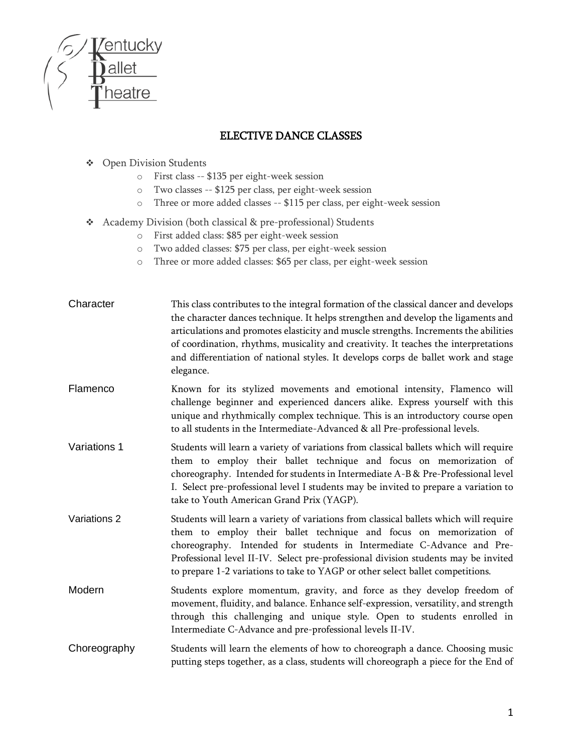Kentucky Ballet Theatre

# ELECTIVE DANCE CLASSES

- Open Division Students
  - First class -- $135 per eight-week session
  - Two classes -- $125 per class, per eight-week session
  - Three or more added classes -- $115 per class, per eight-week session
- Academy Division (both classical & pre-professional) Students
  - First added class: $85 per eight-week session
  - Two added classes: $75 per class, per eight-week session
  - Three or more added classes: $65 per class, per eight-week session

**Character**

This class contributes to the integral formation of the classical dancer and develops the character dances technique. It helps strengthen and develop the ligaments and articulations and promotes elasticity and muscle strengths. Increments the abilities of coordination, rhythms, musicality and creativity. It teaches the interpretations and differentiation of national styles. It develops corps de ballet work and stage elegance.

**Flamenco**

Known for its stylized movements and emotional intensity, Flamenco will challenge beginner and experienced dancers alike. Express yourself with this unique and rhythmically complex technique. This is an introductory course open to all students in the Intermediate-Advanced & all Pre-professional levels.

**Variations 1**

Students will learn a variety of variations from classical ballets which will require them to employ their ballet technique and focus on memorization of choreography. Intended for students in Intermediate A-B & Pre-Professional level I. Select pre-professional level I students may be invited to prepare a variation to take to Youth American Grand Prix (YAGP).

**Variations 2**

Students will learn a variety of variations from classical ballets which will require them to employ their ballet technique and focus on memorization of choreography. Intended for students in Intermediate C-Advance and Pre-Professional level II-IV. Select pre-professional division students may be invited to prepare 1-2 variations to take to YAGP or other select ballet competitions.

**Modern**

Students explore momentum, gravity, and force as they develop freedom of movement, fluidity, and balance. Enhance self-expression, versatility, and strength through this challenging and unique style. Open to students enrolled in Intermediate C-Advance and pre-professional levels II-IV.

**Choreography**

Students will learn the elements of how to choreograph a dance. Choosing music putting steps together, as a class, students will choreograph a piece for the End of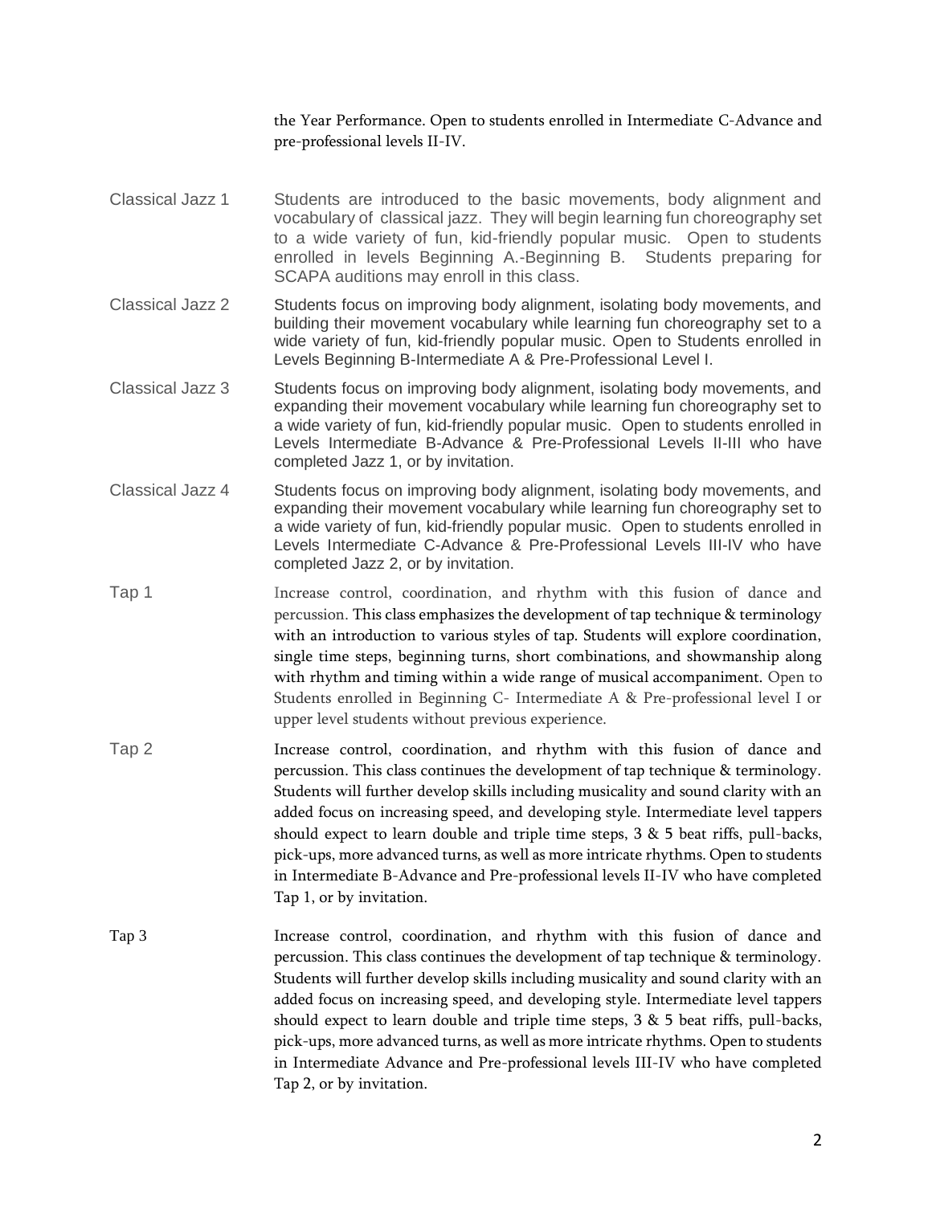the Year Performance. Open to students enrolled in Intermediate C-Advance and pre-professional levels II-IV.

**Classical Jazz 1**
Students are introduced to the basic movements, body alignment and vocabulary of classical jazz. They will begin learning fun choreography set to a wide variety of fun, kid-friendly popular music. Open to students enrolled in levels Beginning A.-Beginning B. Students preparing for SCAPA auditions may enroll in this class.

**Classical Jazz 2**
Students focus on improving body alignment, isolating body movements, and building their movement vocabulary while learning fun choreography set to a wide variety of fun, kid-friendly popular music. Open to Students enrolled in Levels Beginning B-Intermediate A & Pre-Professional Level I.

**Classical Jazz 3**
Students focus on improving body alignment, isolating body movements, and expanding their movement vocabulary while learning fun choreography set to a wide variety of fun, kid-friendly popular music. Open to students enrolled in Levels Intermediate B-Advance & Pre-Professional Levels II-III who have completed Jazz 1, or by invitation.

**Classical Jazz 4**
Students focus on improving body alignment, isolating body movements, and expanding their movement vocabulary while learning fun choreography set to a wide variety of fun, kid-friendly popular music. Open to students enrolled in Levels Intermediate C-Advance & Pre-Professional Levels III-IV who have completed Jazz 2, or by invitation.

**Tap 1**
Increase control, coordination, and rhythm with this fusion of dance and percussion. This class emphasizes the development of tap technique & terminology with an introduction to various styles of tap. Students will explore coordination, single time steps, beginning turns, short combinations, and showmanship along with rhythm and timing within a wide range of musical accompaniment. Open to Students enrolled in Beginning C- Intermediate A & Pre-professional level I or upper level students without previous experience.

**Tap 2**
Increase control, coordination, and rhythm with this fusion of dance and percussion. This class continues the development of tap technique & terminology. Students will further develop skills including musicality and sound clarity with an added focus on increasing speed, and developing style. Intermediate level tappers should expect to learn double and triple time steps, 3 & 5 beat riffs, pull-backs, pick-ups, more advanced turns, as well as more intricate rhythms. Open to students in Intermediate B-Advance and Pre-professional levels II-IV who have completed Tap 1, or by invitation.

**Tap 3**
Increase control, coordination, and rhythm with this fusion of dance and percussion. This class continues the development of tap technique & terminology. Students will further develop skills including musicality and sound clarity with an added focus on increasing speed, and developing style. Intermediate level tappers should expect to learn double and triple time steps, 3 & 5 beat riffs, pull-backs, pick-ups, more advanced turns, as well as more intricate rhythms. Open to students in Intermediate Advance and Pre-professional levels III-IV who have completed Tap 2, or by invitation.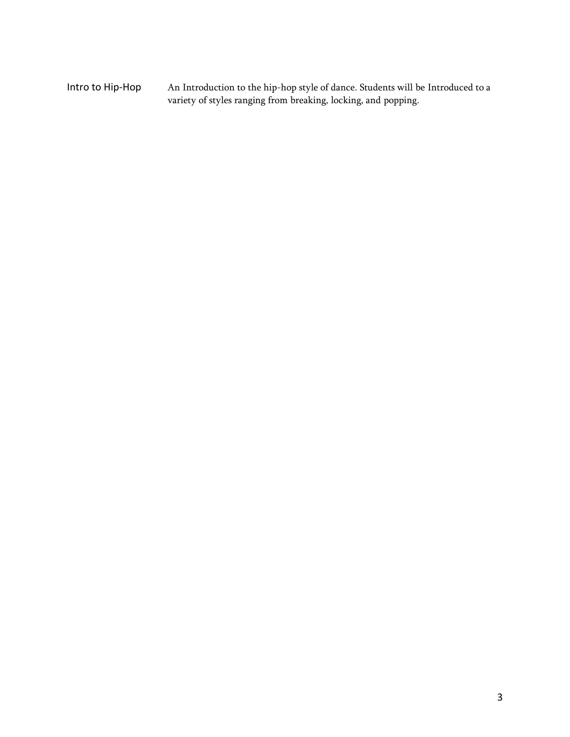Intro to Hip-Hop An Introduction to the hip-hop style of dance. Students will be Introduced to a variety of styles ranging from breaking, locking, and popping.